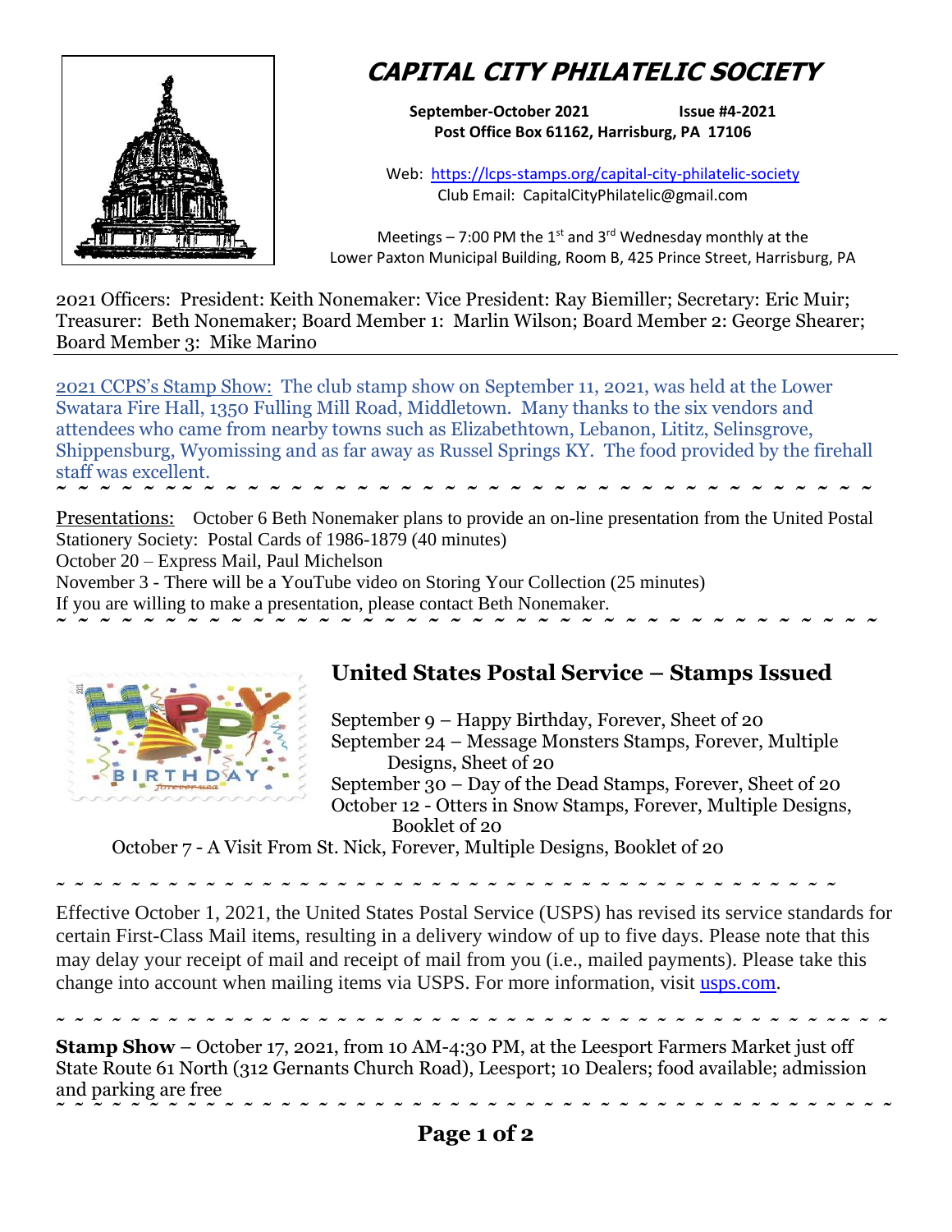# CAPITAL CITY PHILATELIC SOCIETY

**September-October 2021 Issue #4-2021**
**Post Office Box 61162, Harrisburg, PA 17106**

Web: https://lcps-stamps.org/capital-city-philatelic-society
Club Email: CapitalCityPhilatelic@gmail.com

Meetings – 7:00 PM the 1st and 3rd Wednesday monthly at the Lower Paxton Municipal Building, Room B, 425 Prince Street, Harrisburg, PA

2021 Officers: President: Keith Nonemaker: Vice President: Ray Biemiller; Secretary: Eric Muir; Treasurer: Beth Nonemaker; Board Member 1: Marlin Wilson; Board Member 2: George Shearer; Board Member 3: Mike Marino

---

2021 CCPS's Stamp Show: The club stamp show on September 11, 2021, was held at the Lower Swatara Fire Hall, 1350 Fulling Mill Road, Middletown. Many thanks to the six vendors and attendees who came from nearby towns such as Elizabethtown, Lebanon, Lititz, Selinsgrove, Shippensburg, Wyomissing and as far away as Russel Springs KY. The food provided by the firehall staff was excellent.

~ ~ ~ ~ ~ ~ ~ ~ ~ ~ ~ ~ ~ ~ ~ ~ ~ ~ ~ ~ ~ ~ ~ ~ ~ ~ ~ ~ ~ ~ ~ ~ ~ ~ ~ ~ ~ ~ ~ ~ ~ ~ ~

Presentations: October 6 Beth Nonemaker plans to provide an on-line presentation from the United Postal Stationery Society: Postal Cards of 1986-1879 (40 minutes)

October 20 – Express Mail, Paul Michelson

November 3 - There will be a YouTube video on Storing Your Collection (25 minutes)

If you are willing to make a presentation, please contact Beth Nonemaker.

~ ~ ~ ~ ~ ~ ~ ~ ~ ~ ~ ~ ~ ~ ~ ~ ~ ~ ~ ~ ~ ~ ~ ~ ~ ~ ~ ~ ~ ~ ~ ~ ~ ~ ~ ~ ~ ~ ~ ~ ~ ~ ~

## United States Postal Service – Stamps Issued

September 9 – Happy Birthday, Forever, Sheet of 20

September 24 – Message Monsters Stamps, Forever, Multiple Designs, Sheet of 20

September 30 – Day of the Dead Stamps, Forever, Sheet of 20

October 12 - Otters in Snow Stamps, Forever, Multiple Designs, Booklet of 20

October 7 - A Visit From St. Nick, Forever, Multiple Designs, Booklet of 20

~ ~ ~ ~ ~ ~ ~ ~ ~ ~ ~ ~ ~ ~ ~ ~ ~ ~ ~ ~ ~ ~ ~ ~ ~ ~ ~ ~ ~ ~ ~ ~ ~ ~ ~ ~ ~ ~ ~ ~ ~ ~ ~

Effective October 1, 2021, the United States Postal Service (USPS) has revised its service standards for certain First-Class Mail items, resulting in a delivery window of up to five days. Please note that this may delay your receipt of mail and receipt of mail from you (i.e., mailed payments). Please take this change into account when mailing items via USPS. For more information, visit usps.com.

~ ~ ~ ~ ~ ~ ~ ~ ~ ~ ~ ~ ~ ~ ~ ~ ~ ~ ~ ~ ~ ~ ~ ~ ~ ~ ~ ~ ~ ~ ~ ~ ~ ~ ~ ~ ~ ~ ~ ~ ~ ~ ~

**Stamp Show** – October 17, 2021, from 10 AM-4:30 PM, at the Leesport Farmers Market just off State Route 61 North (312 Gernants Church Road), Leesport; 10 Dealers; food available; admission and parking are free

~ ~ ~ ~ ~ ~ ~ ~ ~ ~ ~ ~ ~ ~ ~ ~ ~ ~ ~ ~ ~ ~ ~ ~ ~ ~ ~ ~ ~ ~ ~ ~ ~ ~ ~ ~ ~ ~ ~ ~ ~ ~ ~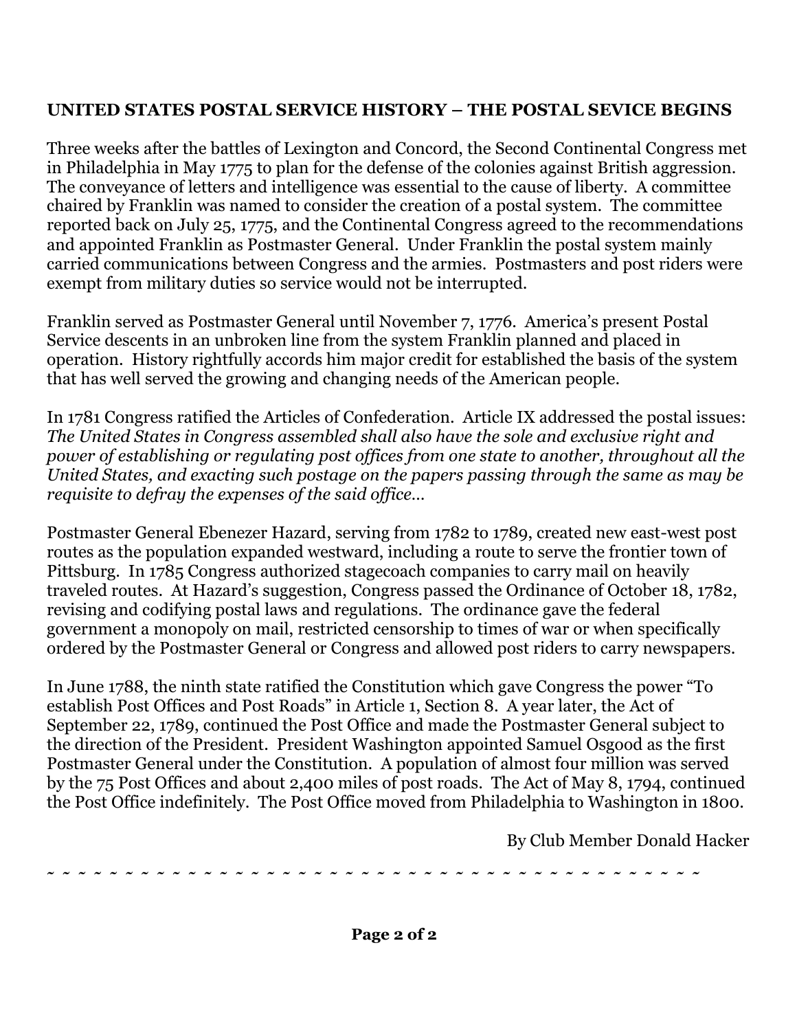**UNITED STATES POSTAL SERVICE HISTORY – THE POSTAL SEVICE BEGINS**

Three weeks after the battles of Lexington and Concord, the Second Continental Congress met in Philadelphia in May 1775 to plan for the defense of the colonies against British aggression. The conveyance of letters and intelligence was essential to the cause of liberty. A committee chaired by Franklin was named to consider the creation of a postal system. The committee reported back on July 25, 1775, and the Continental Congress agreed to the recommendations and appointed Franklin as Postmaster General. Under Franklin the postal system mainly carried communications between Congress and the armies. Postmasters and post riders were exempt from military duties so service would not be interrupted.

Franklin served as Postmaster General until November 7, 1776. America's present Postal Service descents in an unbroken line from the system Franklin planned and placed in operation. History rightfully accords him major credit for established the basis of the system that has well served the growing and changing needs of the American people.

In 1781 Congress ratified the Articles of Confederation. Article IX addressed the postal issues: *The United States in Congress assembled shall also have the sole and exclusive right and power of establishing or regulating post offices from one state to another, throughout all the United States, and exacting such postage on the papers passing through the same as may be requisite to defray the expenses of the said office…*

Postmaster General Ebenezer Hazard, serving from 1782 to 1789, created new east-west post routes as the population expanded westward, including a route to serve the frontier town of Pittsburg. In 1785 Congress authorized stagecoach companies to carry mail on heavily traveled routes. At Hazard's suggestion, Congress passed the Ordinance of October 18, 1782, revising and codifying postal laws and regulations. The ordinance gave the federal government a monopoly on mail, restricted censorship to times of war or when specifically ordered by the Postmaster General or Congress and allowed post riders to carry newspapers.

In June 1788, the ninth state ratified the Constitution which gave Congress the power "To establish Post Offices and Post Roads" in Article 1, Section 8. A year later, the Act of September 22, 1789, continued the Post Office and made the Postmaster General subject to the direction of the President. President Washington appointed Samuel Osgood as the first Postmaster General under the Constitution. A population of almost four million was served by the 75 Post Offices and about 2,400 miles of post roads. The Act of May 8, 1794, continued the Post Office indefinitely. The Post Office moved from Philadelphia to Washington in 1800.

By Club Member Donald Hacker

~ ~ ~ ~ ~ ~ ~ ~ ~ ~ ~ ~ ~ ~ ~ ~ ~ ~ ~ ~ ~ ~ ~ ~ ~ ~ ~ ~ ~ ~ ~ ~ ~ ~ ~ ~ ~ ~ ~ ~ ~ ~ ~ ~ ~ ~ ~ ~